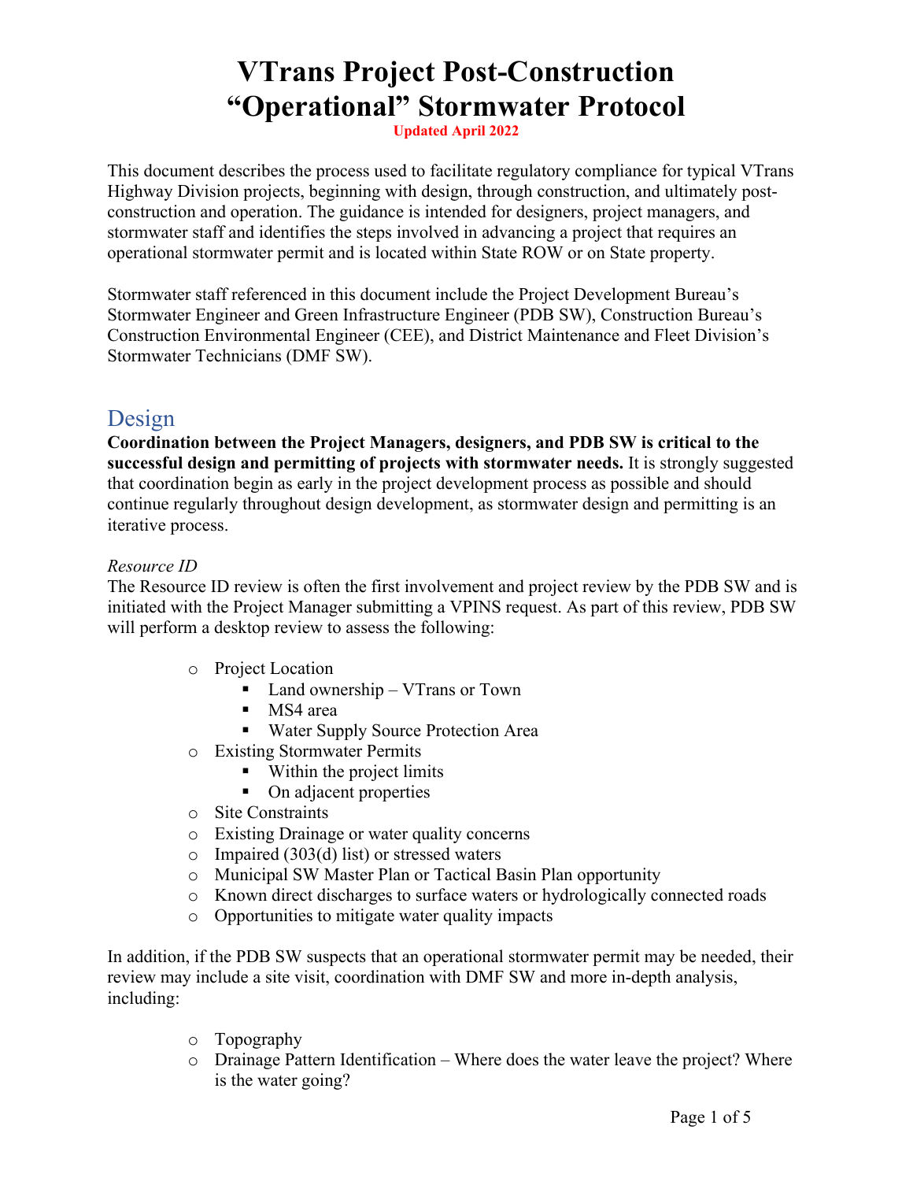# VTrans Project Post-Construction "Operational" Stormwater Protocol

Updated April 2022

This document describes the process used to facilitate regulatory compliance for typical VTrans Highway Division projects, beginning with design, through construction, and ultimately post-construction and operation. The guidance is intended for designers, project managers, and stormwater staff and identifies the steps involved in advancing a project that requires an operational stormwater permit and is located within State ROW or on State property.

Stormwater staff referenced in this document include the Project Development Bureau's Stormwater Engineer and Green Infrastructure Engineer (PDB SW), Construction Bureau's Construction Environmental Engineer (CEE), and District Maintenance and Fleet Division's Stormwater Technicians (DMF SW).

## Design

**Coordination between the Project Managers, designers, and PDB SW is critical to the successful design and permitting of projects with stormwater needs.** It is strongly suggested that coordination begin as early in the project development process as possible and should continue regularly throughout design development, as stormwater design and permitting is an iterative process.

*Resource ID*

The Resource ID review is often the first involvement and project review by the PDB SW and is initiated with the Project Manager submitting a VPINS request. As part of this review, PDB SW will perform a desktop review to assess the following:

- Project Location
  - Land ownership – VTrans or Town
  - MS4 area
  - Water Supply Source Protection Area
- Existing Stormwater Permits
  - Within the project limits
  - On adjacent properties
- Site Constraints
- Existing Drainage or water quality concerns
- Impaired (303(d) list) or stressed waters
- Municipal SW Master Plan or Tactical Basin Plan opportunity
- Known direct discharges to surface waters or hydrologically connected roads
- Opportunities to mitigate water quality impacts

In addition, if the PDB SW suspects that an operational stormwater permit may be needed, their review may include a site visit, coordination with DMF SW and more in-depth analysis, including:

- Topography
- Drainage Pattern Identification – Where does the water leave the project? Where is the water going?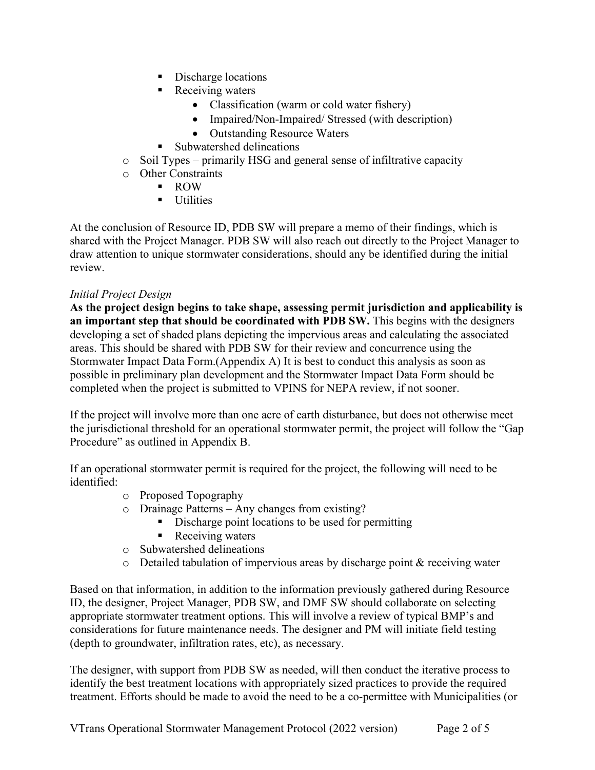- Discharge locations
    - Receiving waters
      - Classification (warm or cold water fishery)
      - Impaired/Non-Impaired/ Stressed (with description)
      - Outstanding Resource Waters
    - Subwatershed delineations
  - Soil Types – primarily HSG and general sense of infiltrative capacity
  - Other Constraints
    - ROW
    - Utilities

At the conclusion of Resource ID, PDB SW will prepare a memo of their findings, which is shared with the Project Manager. PDB SW will also reach out directly to the Project Manager to draw attention to unique stormwater considerations, should any be identified during the initial review.

*Initial Project Design*

**As the project design begins to take shape, assessing permit jurisdiction and applicability is an important step that should be coordinated with PDB SW.** This begins with the designers developing a set of shaded plans depicting the impervious areas and calculating the associated areas. This should be shared with PDB SW for their review and concurrence using the Stormwater Impact Data Form.(Appendix A) It is best to conduct this analysis as soon as possible in preliminary plan development and the Stormwater Impact Data Form should be completed when the project is submitted to VPINS for NEPA review, if not sooner.

If the project will involve more than one acre of earth disturbance, but does not otherwise meet the jurisdictional threshold for an operational stormwater permit, the project will follow the "Gap Procedure" as outlined in Appendix B.

If an operational stormwater permit is required for the project, the following will need to be identified:

- Proposed Topography
- Drainage Patterns – Any changes from existing?
  - Discharge point locations to be used for permitting
  - Receiving waters
- Subwatershed delineations
- Detailed tabulation of impervious areas by discharge point & receiving water

Based on that information, in addition to the information previously gathered during Resource ID, the designer, Project Manager, PDB SW, and DMF SW should collaborate on selecting appropriate stormwater treatment options. This will involve a review of typical BMP's and considerations for future maintenance needs. The designer and PM will initiate field testing (depth to groundwater, infiltration rates, etc), as necessary.

The designer, with support from PDB SW as needed, will then conduct the iterative process to identify the best treatment locations with appropriately sized practices to provide the required treatment. Efforts should be made to avoid the need to be a co-permittee with Municipalities (or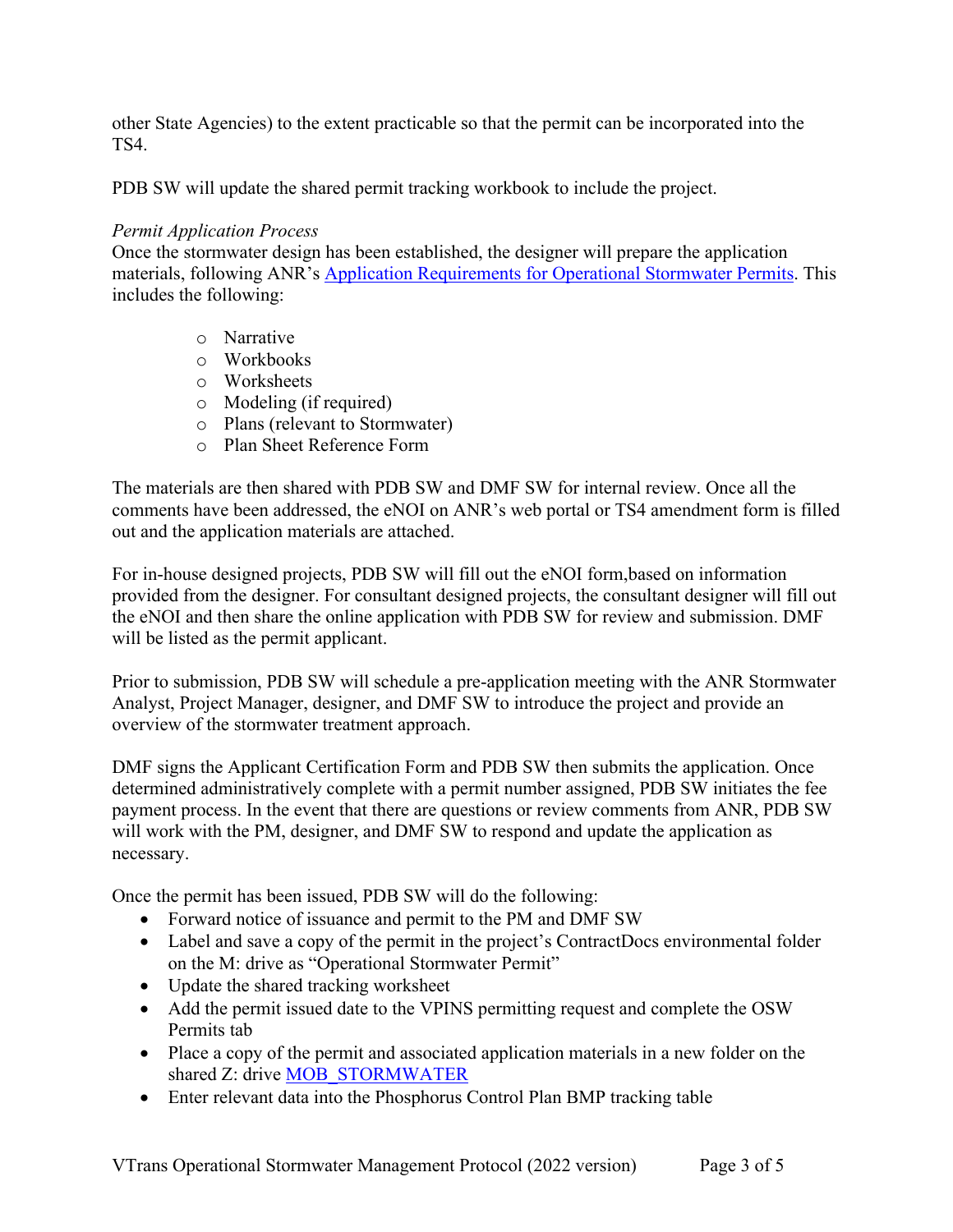other State Agencies) to the extent practicable so that the permit can be incorporated into the TS4.

PDB SW will update the shared permit tracking workbook to include the project.

*Permit Application Process*

Once the stormwater design has been established, the designer will prepare the application materials, following ANR's [Application Requirements for Operational Stormwater Permits](). This includes the following:

- Narrative
- Workbooks
- Worksheets
- Modeling (if required)
- Plans (relevant to Stormwater)
- Plan Sheet Reference Form

The materials are then shared with PDB SW and DMF SW for internal review. Once all the comments have been addressed, the eNOI on ANR's web portal or TS4 amendment form is filled out and the application materials are attached.

For in-house designed projects, PDB SW will fill out the eNOI form,based on information provided from the designer. For consultant designed projects, the consultant designer will fill out the eNOI and then share the online application with PDB SW for review and submission. DMF will be listed as the permit applicant.

Prior to submission, PDB SW will schedule a pre-application meeting with the ANR Stormwater Analyst, Project Manager, designer, and DMF SW to introduce the project and provide an overview of the stormwater treatment approach.

DMF signs the Applicant Certification Form and PDB SW then submits the application. Once determined administratively complete with a permit number assigned, PDB SW initiates the fee payment process. In the event that there are questions or review comments from ANR, PDB SW will work with the PM, designer, and DMF SW to respond and update the application as necessary.

Once the permit has been issued, PDB SW will do the following:

- Forward notice of issuance and permit to the PM and DMF SW
- Label and save a copy of the permit in the project's ContractDocs environmental folder on the M: drive as "Operational Stormwater Permit"
- Update the shared tracking worksheet
- Add the permit issued date to the VPINS permitting request and complete the OSW Permits tab
- Place a copy of the permit and associated application materials in a new folder on the shared Z: drive [MOB_STORMWATER]()
- Enter relevant data into the Phosphorus Control Plan BMP tracking table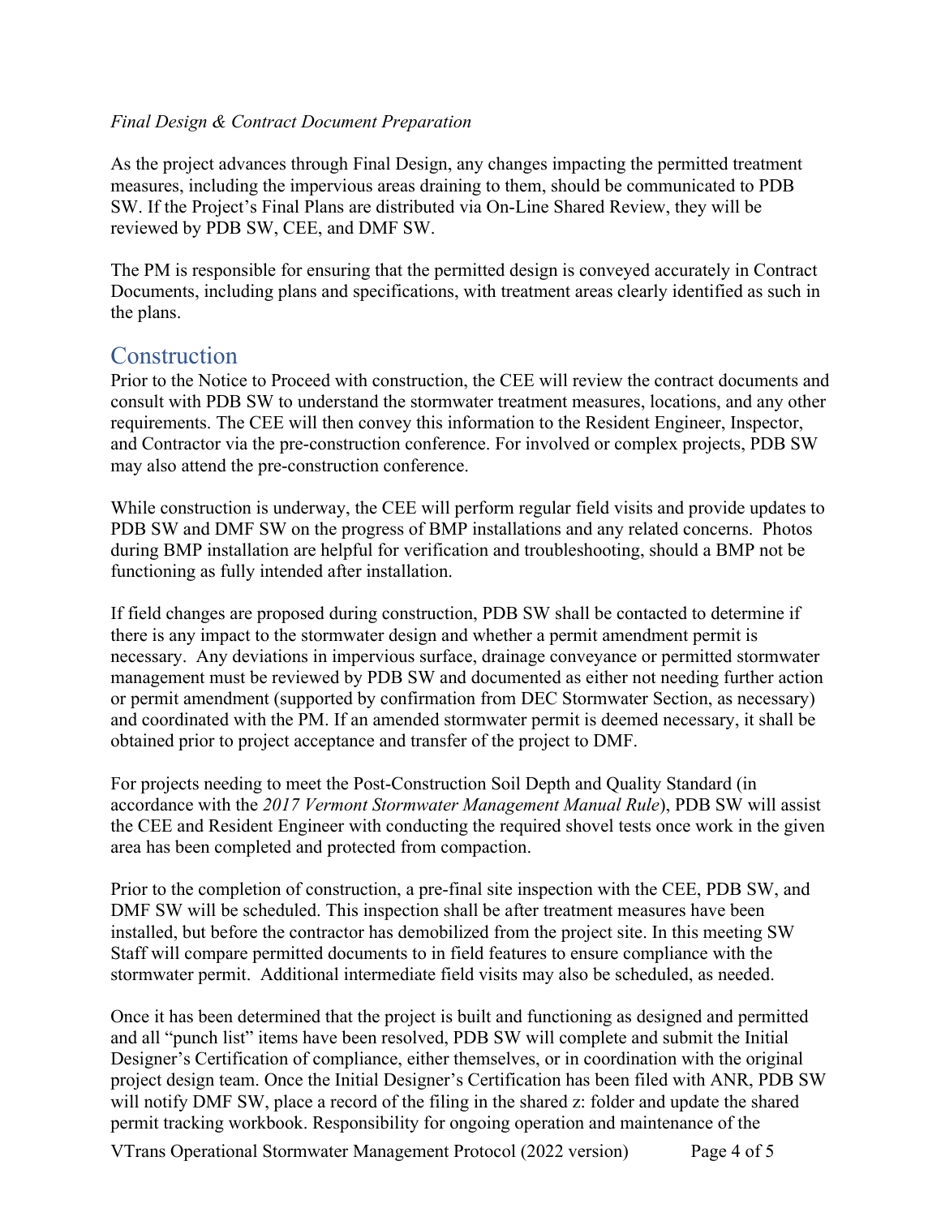*Final Design & Contract Document Preparation*

As the project advances through Final Design, any changes impacting the permitted treatment measures, including the impervious areas draining to them, should be communicated to PDB SW. If the Project's Final Plans are distributed via On-Line Shared Review, they will be reviewed by PDB SW, CEE, and DMF SW.

The PM is responsible for ensuring that the permitted design is conveyed accurately in Contract Documents, including plans and specifications, with treatment areas clearly identified as such in the plans.

## Construction

Prior to the Notice to Proceed with construction, the CEE will review the contract documents and consult with PDB SW to understand the stormwater treatment measures, locations, and any other requirements. The CEE will then convey this information to the Resident Engineer, Inspector, and Contractor via the pre-construction conference. For involved or complex projects, PDB SW may also attend the pre-construction conference.

While construction is underway, the CEE will perform regular field visits and provide updates to PDB SW and DMF SW on the progress of BMP installations and any related concerns. Photos during BMP installation are helpful for verification and troubleshooting, should a BMP not be functioning as fully intended after installation.

If field changes are proposed during construction, PDB SW shall be contacted to determine if there is any impact to the stormwater design and whether a permit amendment permit is necessary. Any deviations in impervious surface, drainage conveyance or permitted stormwater management must be reviewed by PDB SW and documented as either not needing further action or permit amendment (supported by confirmation from DEC Stormwater Section, as necessary) and coordinated with the PM. If an amended stormwater permit is deemed necessary, it shall be obtained prior to project acceptance and transfer of the project to DMF.

For projects needing to meet the Post-Construction Soil Depth and Quality Standard (in accordance with the *2017 Vermont Stormwater Management Manual Rule*), PDB SW will assist the CEE and Resident Engineer with conducting the required shovel tests once work in the given area has been completed and protected from compaction.

Prior to the completion of construction, a pre-final site inspection with the CEE, PDB SW, and DMF SW will be scheduled. This inspection shall be after treatment measures have been installed, but before the contractor has demobilized from the project site. In this meeting SW Staff will compare permitted documents to in field features to ensure compliance with the stormwater permit. Additional intermediate field visits may also be scheduled, as needed.

Once it has been determined that the project is built and functioning as designed and permitted and all "punch list" items have been resolved, PDB SW will complete and submit the Initial Designer's Certification of compliance, either themselves, or in coordination with the original project design team. Once the Initial Designer's Certification has been filed with ANR, PDB SW will notify DMF SW, place a record of the filing in the shared z: folder and update the shared permit tracking workbook. Responsibility for ongoing operation and maintenance of the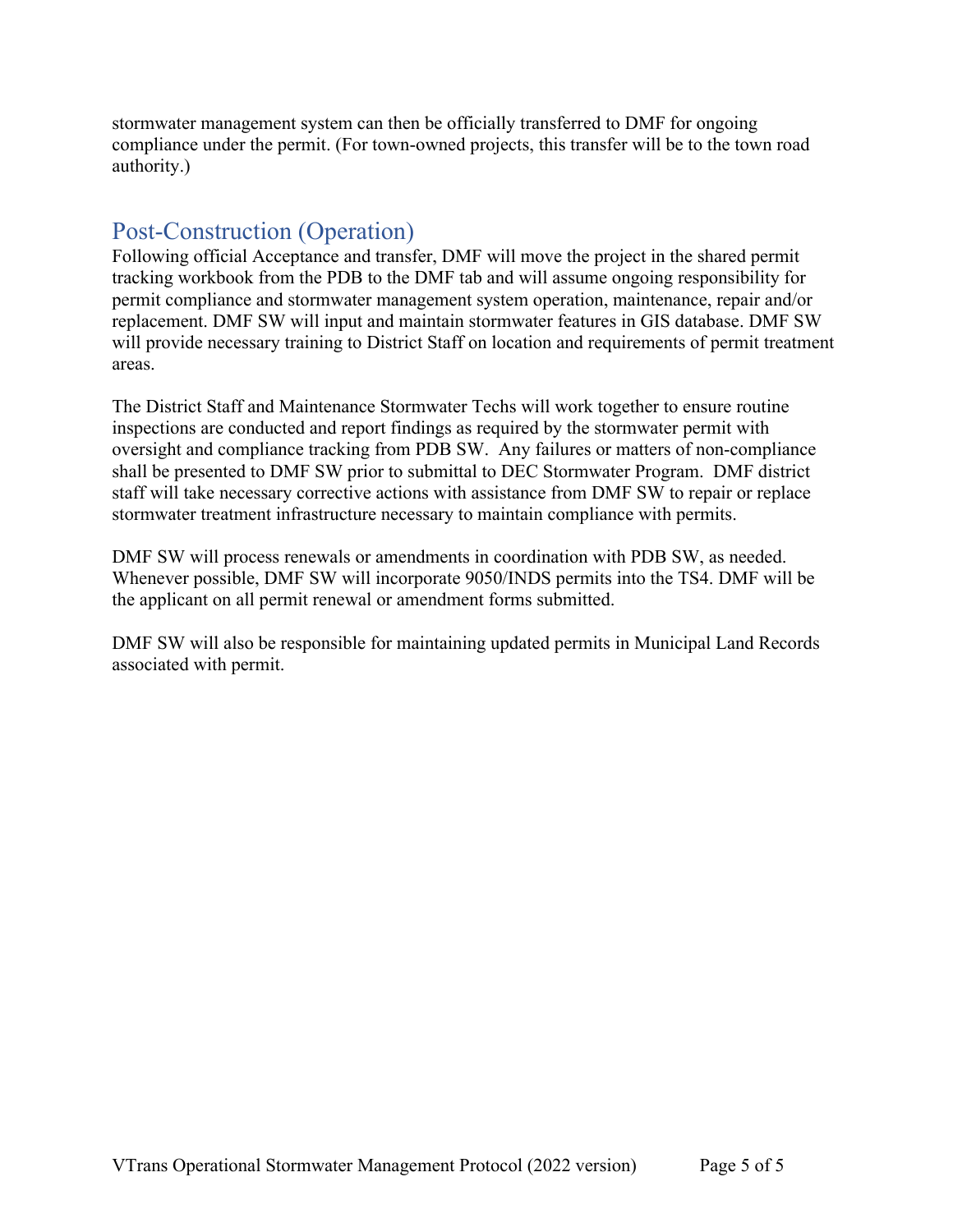stormwater management system can then be officially transferred to DMF for ongoing compliance under the permit. (For town-owned projects, this transfer will be to the town road authority.)

## Post-Construction (Operation)

Following official Acceptance and transfer, DMF will move the project in the shared permit tracking workbook from the PDB to the DMF tab and will assume ongoing responsibility for permit compliance and stormwater management system operation, maintenance, repair and/or replacement. DMF SW will input and maintain stormwater features in GIS database. DMF SW will provide necessary training to District Staff on location and requirements of permit treatment areas.

The District Staff and Maintenance Stormwater Techs will work together to ensure routine inspections are conducted and report findings as required by the stormwater permit with oversight and compliance tracking from PDB SW. Any failures or matters of non-compliance shall be presented to DMF SW prior to submittal to DEC Stormwater Program. DMF district staff will take necessary corrective actions with assistance from DMF SW to repair or replace stormwater treatment infrastructure necessary to maintain compliance with permits.

DMF SW will process renewals or amendments in coordination with PDB SW, as needed. Whenever possible, DMF SW will incorporate 9050/INDS permits into the TS4. DMF will be the applicant on all permit renewal or amendment forms submitted.

DMF SW will also be responsible for maintaining updated permits in Municipal Land Records associated with permit.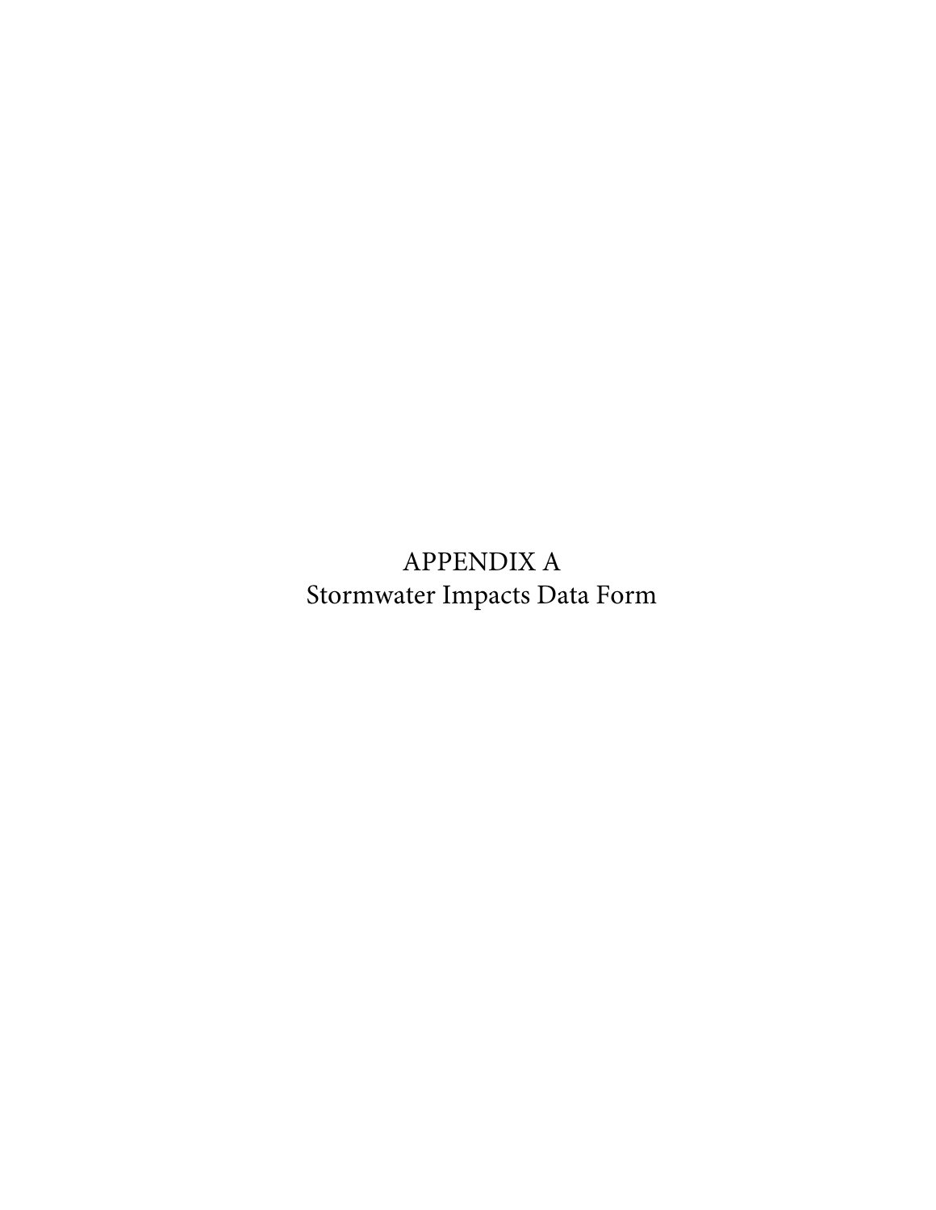# APPENDIX A
## Stormwater Impacts Data Form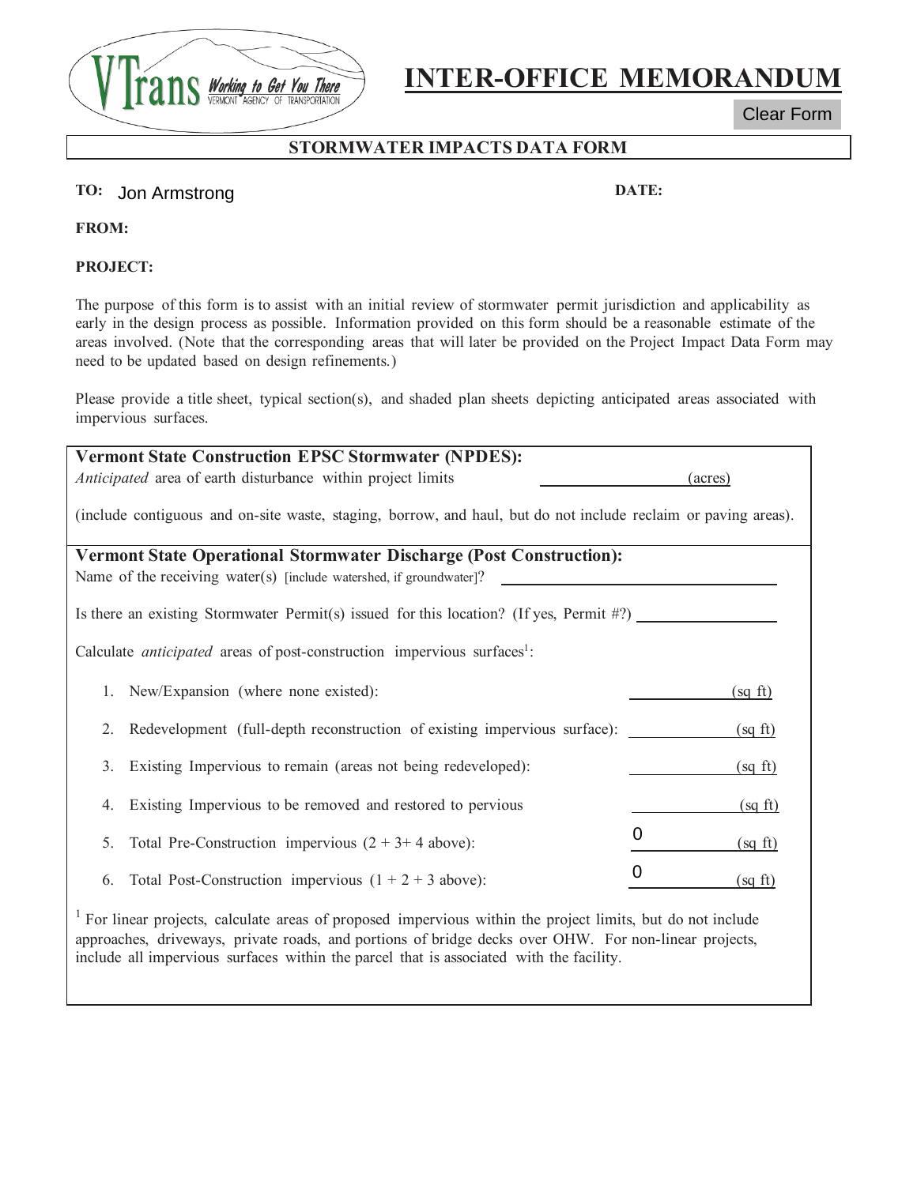VTrans Working to Get You There — VERMONT AGENCY OF TRANSPORTATION

# INTER-OFFICE MEMORANDUM

Clear Form

## STORMWATER IMPACTS DATA FORM

**TO:** Jon Armstrong

**DATE:**

**FROM:**

**PROJECT:**

The purpose of this form is to assist with an initial review of stormwater permit jurisdiction and applicability as early in the design process as possible. Information provided on this form should be a reasonable estimate of the areas involved. (Note that the corresponding areas that will later be provided on the Project Impact Data Form may need to be updated based on design refinements.)

Please provide a title sheet, typical section(s), and shaded plan sheets depicting anticipated areas associated with impervious surfaces.

**Vermont State Construction EPSC Stormwater (NPDES):**

*Anticipated* area of earth disturbance within project limits ______ (acres)

(include contiguous and on-site waste, staging, borrow, and haul, but do not include reclaim or paving areas).

**Vermont State Operational Stormwater Discharge (Post Construction):**

Name of the receiving water(s) [include watershed, if groundwater]? ______

Is there an existing Stormwater Permit(s) issued for this location? (If yes, Permit #?) ______

Calculate *anticipated* areas of post-construction impervious surfaces[1]:

1. New/Expansion (where none existed): ______ (sq ft)
2. Redevelopment (full-depth reconstruction of existing impervious surface): ______ (sq ft)
3. Existing Impervious to remain (areas not being redeveloped): ______ (sq ft)
4. Existing Impervious to be removed and restored to pervious ______ (sq ft)
5. Total Pre-Construction impervious (2 + 3+ 4 above): 0 (sq ft)
6. Total Post-Construction impervious (1 + 2 + 3 above): 0 (sq ft)

[1] For linear projects, calculate areas of proposed impervious within the project limits, but do not include approaches, driveways, private roads, and portions of bridge decks over OHW. For non-linear projects, include all impervious surfaces within the parcel that is associated with the facility.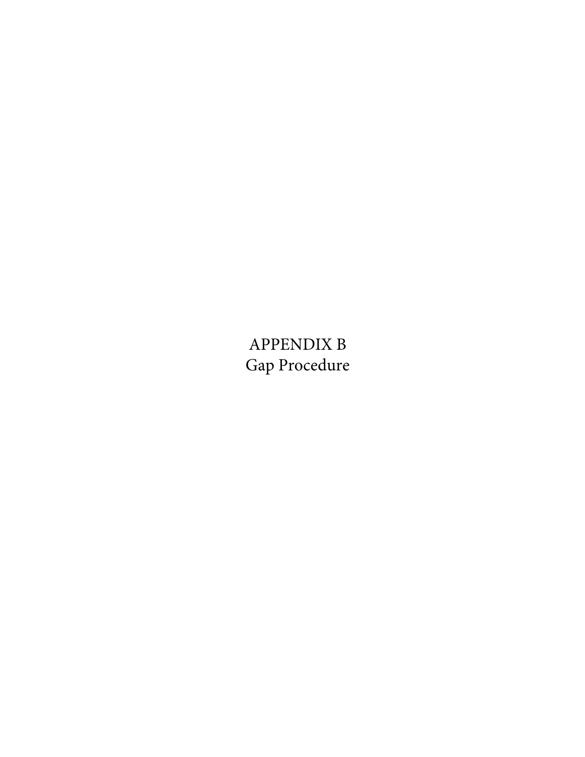# APPENDIX B
# Gap Procedure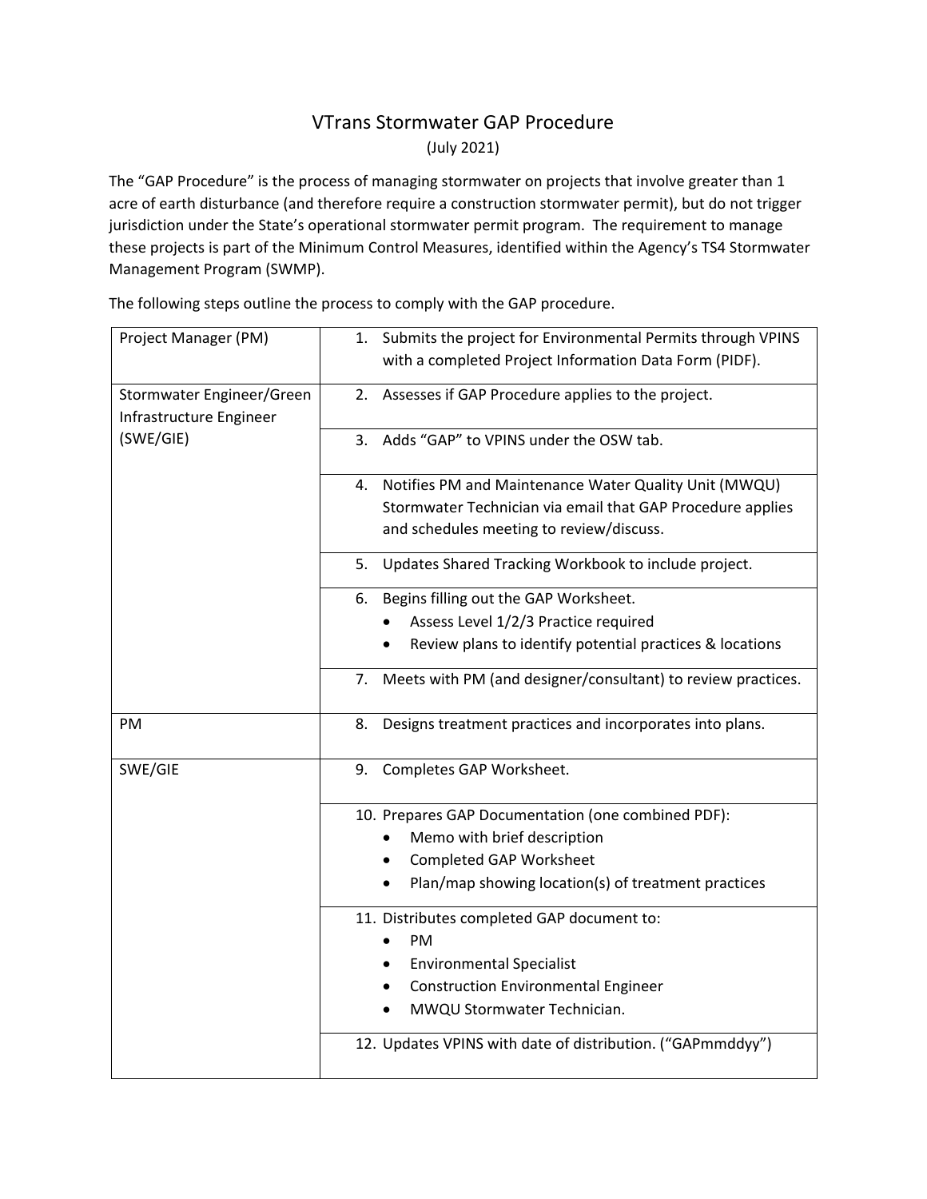# VTrans Stormwater GAP Procedure

(July 2021)

The "GAP Procedure" is the process of managing stormwater on projects that involve greater than 1 acre of earth disturbance (and therefore require a construction stormwater permit), but do not trigger jurisdiction under the State's operational stormwater permit program. The requirement to manage these projects is part of the Minimum Control Measures, identified within the Agency's TS4 Stormwater Management Program (SWMP).

The following steps outline the process to comply with the GAP procedure.

| Role | Step |
|---|---|
| Project Manager (PM) | 1. Submits the project for Environmental Permits through VPINS with a completed Project Information Data Form (PIDF). |
| Stormwater Engineer/Green Infrastructure Engineer (SWE/GIE) | 2. Assesses if GAP Procedure applies to the project. |
| | 3. Adds "GAP" to VPINS under the OSW tab. |
| | 4. Notifies PM and Maintenance Water Quality Unit (MWQU) Stormwater Technician via email that GAP Procedure applies and schedules meeting to review/discuss. |
| | 5. Updates Shared Tracking Workbook to include project. |
| | 6. Begins filling out the GAP Worksheet.<br>• Assess Level 1/2/3 Practice required<br>• Review plans to identify potential practices & locations |
| | 7. Meets with PM (and designer/consultant) to review practices. |
| PM | 8. Designs treatment practices and incorporates into plans. |
| SWE/GIE | 9. Completes GAP Worksheet. |
| | 10. Prepares GAP Documentation (one combined PDF):<br>• Memo with brief description<br>• Completed GAP Worksheet<br>• Plan/map showing location(s) of treatment practices |
| | 11. Distributes completed GAP document to:<br>• PM<br>• Environmental Specialist<br>• Construction Environmental Engineer<br>• MWQU Stormwater Technician. |
| | 12. Updates VPINS with date of distribution. ("GAPmmddyy") |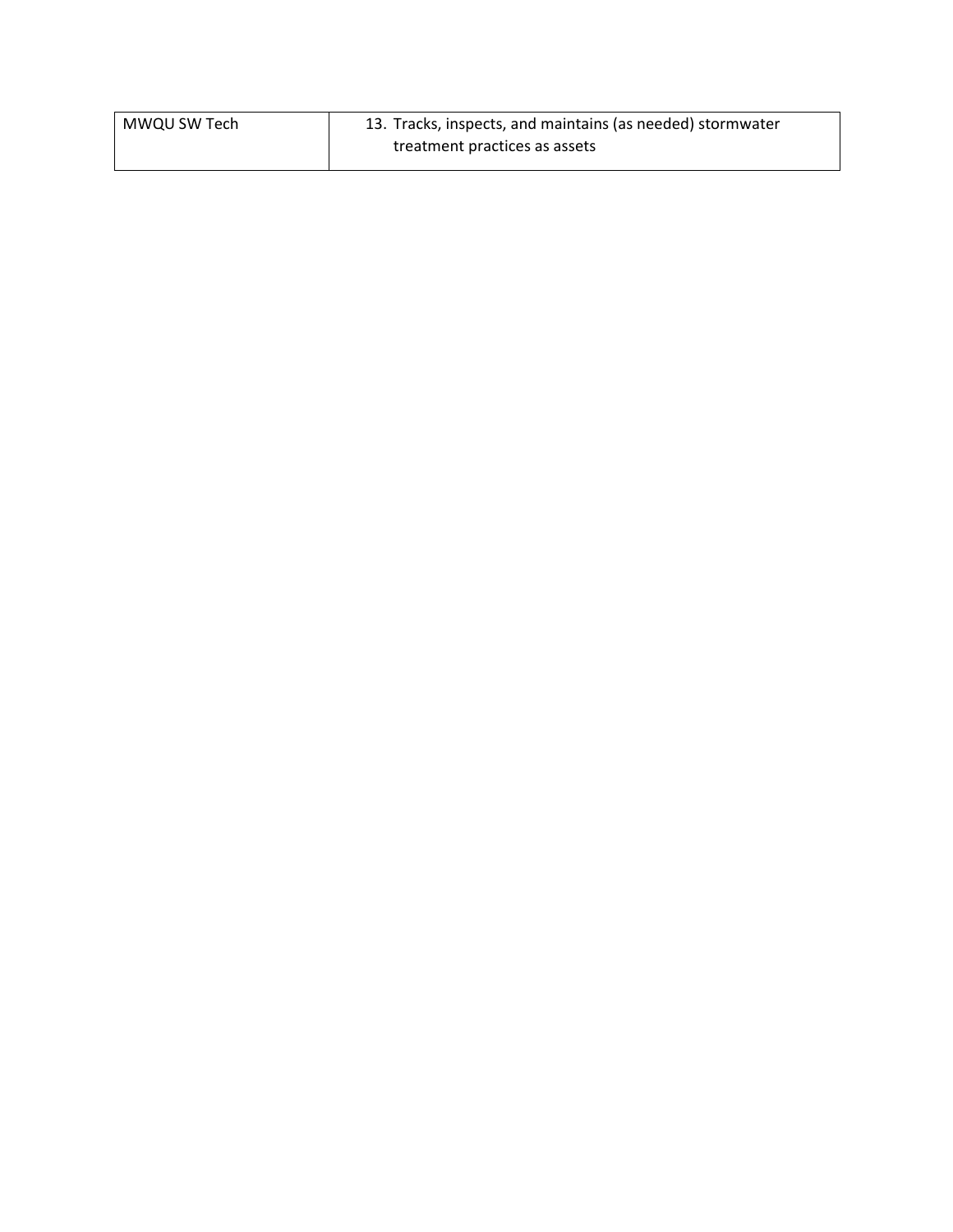| | |
|---|---|
| MWQU SW Tech | 13. Tracks, inspects, and maintains (as needed) stormwater treatment practices as assets |